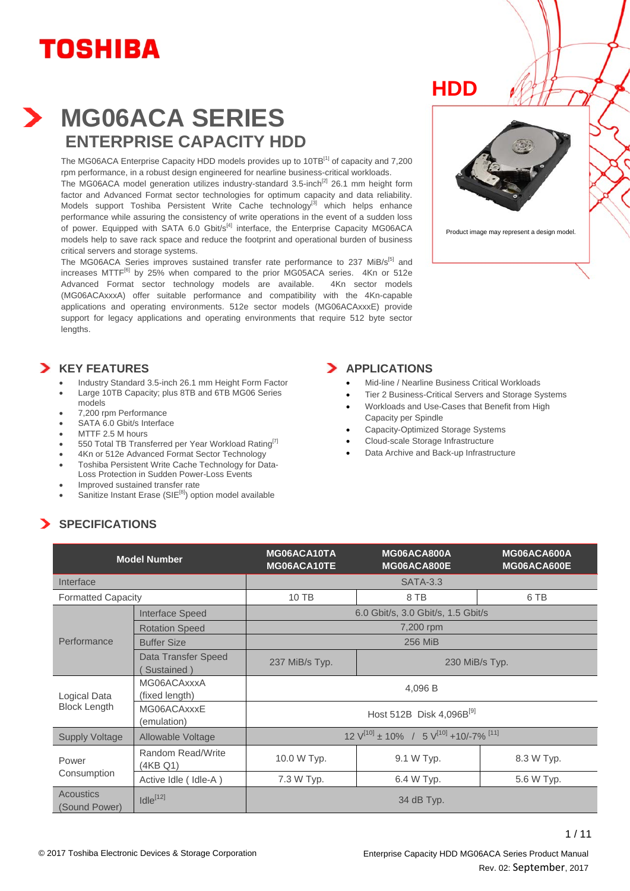# TOSHIBA

HDD

# MG06ACA SERIES

## ENTERPRISE CAPACITY HDD

The MG06ACA Enterprise Capacity HDD models provides up to 10TB[1] of capacity and 7,200 rpm performance, in a robust design engineered for nearline business-critical workloads.
The MG06ACA model generation utilizes industry-standard 3.5-inch[2] 26.1 mm height form factor and Advanced Format sector technologies for optimum capacity and data reliability. Models support Toshiba Persistent Write Cache technology[3] which helps enhance performance while assuring the consistency of write operations in the event of a sudden loss of power. Equipped with SATA 6.0 Gbit/s[4] interface, the Enterprise Capacity MG06ACA models help to save rack space and reduce the footprint and operational burden of business critical servers and storage systems.
The MG06ACA Series improves sustained transfer rate performance to 237 MiB/s[5] and increases MTTF[6] by 25% when compared to the prior MG05ACA series. 4Kn or 512e Advanced Format sector technology models are available. 4Kn sector models (MG06ACAxxxA) offer suitable performance and compatibility with the 4Kn-capable applications and operating environments. 512e sector models (MG06ACAxxxE) provide support for legacy applications and operating environments that require 512 byte sector lengths.

Product image may represent a design model.

## KEY FEATURES

- Industry Standard 3.5-inch 26.1 mm Height Form Factor
- Large 10TB Capacity; plus 8TB and 6TB MG06 Series models
- 7,200 rpm Performance
- SATA 6.0 Gbit/s Interface
- MTTF 2.5 M hours
- 550 Total TB Transferred per Year Workload Rating[7]
- 4Kn or 512e Advanced Format Sector Technology
- Toshiba Persistent Write Cache Technology for Data-Loss Protection in Sudden Power-Loss Events
- Improved sustained transfer rate
- Sanitize Instant Erase (SIE[8]) option model available

## APPLICATIONS

- Mid-line / Nearline Business Critical Workloads
- Tier 2 Business-Critical Servers and Storage Systems
- Workloads and Use-Cases that Benefit from High Capacity per Spindle
- Capacity-Optimized Storage Systems
- Cloud-scale Storage Infrastructure
- Data Archive and Back-up Infrastructure

## SPECIFICATIONS

| Model Number | | MG06ACA10TA MG06ACA10TE | MG06ACA800A MG06ACA800E | MG06ACA600A MG06ACA600E |
|---|---|---|---|---|
| Interface | | SATA-3.3 | | |
| Formatted Capacity | | 10 TB | 8 TB | 6 TB |
| Performance | Interface Speed | 6.0 Gbit/s, 3.0 Gbit/s, 1.5 Gbit/s | | |
| | Rotation Speed | 7,200 rpm | | |
| | Buffer Size | 256 MiB | | |
| | Data Transfer Speed ( Sustained ) | 237 MiB/s Typ. | 230 MiB/s Typ. | |
| Logical Data Block Length | MG06ACAxxxA (fixed length) | 4,096 B | | |
| | MG06ACAxxxE (emulation) | Host 512B Disk 4,096B[9] | | |
| Supply Voltage | Allowable Voltage | 12 V[10] ± 10% / 5 V[10] +10/-7% [11] | | |
| Power Consumption | Random Read/Write (4KB Q1) | 10.0 W Typ. | 9.1 W Typ. | 8.3 W Typ. |
| | Active Idle ( Idle-A ) | 7.3 W Typ. | 6.4 W Typ. | 5.6 W Typ. |
| Acoustics (Sound Power) | Idle[12] | 34 dB Typ. | | |

© 2017 Toshiba Electronic Devices & Storage Corporation

Enterprise Capacity HDD MG06ACA Series Product Manual
Rev. 02: September, 2017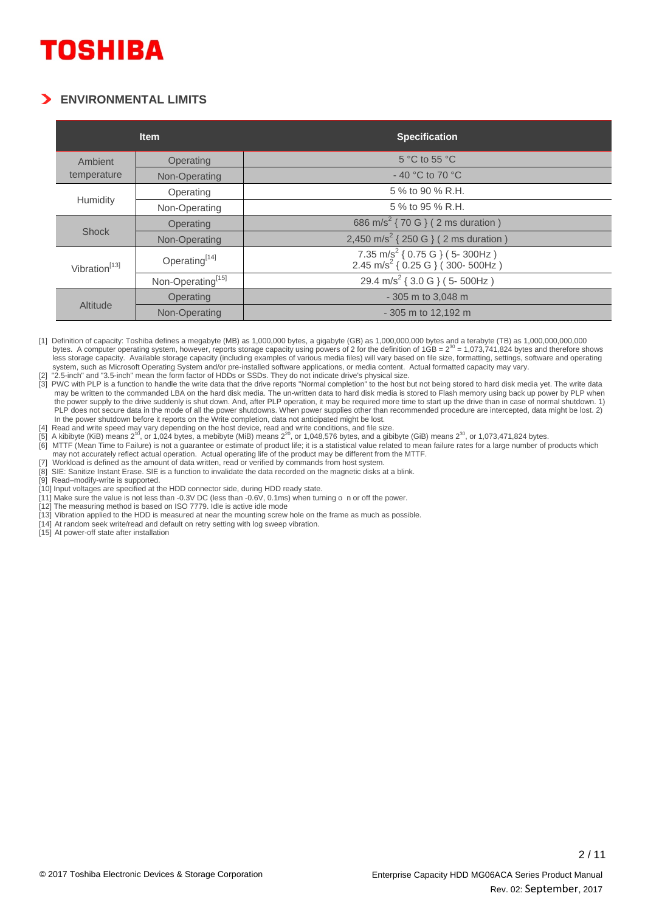## ENVIRONMENTAL LIMITS

| Item | | Specification |
|---|---|---|
| Ambient temperature | Operating | 5 °C to 55 °C |
| | Non-Operating | - 40 °C to 70 °C |
| Humidity | Operating | 5 % to 90 % R.H. |
| | Non-Operating | 5 % to 95 % R.H. |
| Shock | Operating | 686 $m/s^2$ { 70 G } ( 2 ms duration ) |
| | Non-Operating | 2,450 $m/s^2$ { 250 G } ( 2 ms duration ) |
| Vibration[13] | Operating[14] | 7.35 $m/s^2$ { 0.75 G } ( 5- 300Hz ) 2.45 $m/s^2$ { 0.25 G } ( 300- 500Hz ) |
| | Non-Operating[15] | 29.4 $m/s^2$ { 3.0 G } ( 5- 500Hz ) |
| Altitude | Operating | - 305 m to 3,048 m |
| | Non-Operating | - 305 m to 12,192 m |

[1] Definition of capacity: Toshiba defines a megabyte (MB) as 1,000,000 bytes, a gigabyte (GB) as 1,000,000,000 bytes and a terabyte (TB) as 1,000,000,000,000 bytes. A computer operating system, however, reports storage capacity using powers of 2 for the definition of 1GB = $2^{30}$ = 1,073,741,824 bytes and therefore shows less storage capacity. Available storage capacity (including examples of various media files) will vary based on file size, formatting, settings, software and operating system, such as Microsoft Operating System and/or pre-installed software applications, or media content. Actual formatted capacity may vary.
[2] "2.5-inch" and "3.5-inch" mean the form factor of HDDs or SSDs. They do not indicate drive's physical size.
[3] PWC with PLP is a function to handle the write data that the drive reports "Normal completion" to the host but not being stored to hard disk media yet. The write data may be written to the commanded LBA on the hard disk media. The un-written data to hard disk media is stored to Flash memory using back up power by PLP when the power supply to the drive suddenly is shut down. And, after PLP operation, it may be required more time to start up the drive than in case of normal shutdown. 1) PLP does not secure data in the mode of all the power shutdowns. When power supplies other than recommended procedure are intercepted, data might be lost. 2) In the power shutdown before it reports on the Write completion, data not anticipated might be lost.
[4] Read and write speed may vary depending on the host device, read and write conditions, and file size.
[5] A kibibyte (KiB) means $2^{10}$, or 1,024 bytes, a mebibyte (MiB) means $2^{20}$, or 1,048,576 bytes, and a gibibyte (GiB) means $2^{30}$, or 1,073,471,824 bytes.
[6] MTTF (Mean Time to Failure) is not a guarantee or estimate of product life; it is a statistical value related to mean failure rates for a large number of products which may not accurately reflect actual operation. Actual operating life of the product may be different from the MTTF.
[7] Workload is defined as the amount of data written, read or verified by commands from host system.
[8] SIE: Sanitize Instant Erase. SIE is a function to invalidate the data recorded on the magnetic disks at a blink.
[9] Read–modify-write is supported.
[10] Input voltages are specified at the HDD connector side, during HDD ready state.
[11] Make sure the value is not less than -0.3V DC (less than -0.6V, 0.1ms) when turning o n or off the power.
[12] The measuring method is based on ISO 7779. Idle is active idle mode
[13] Vibration applied to the HDD is measured at near the mounting screw hole on the frame as much as possible.
[14] At random seek write/read and default on retry setting with log sweep vibration.
[15] At power-off state after installation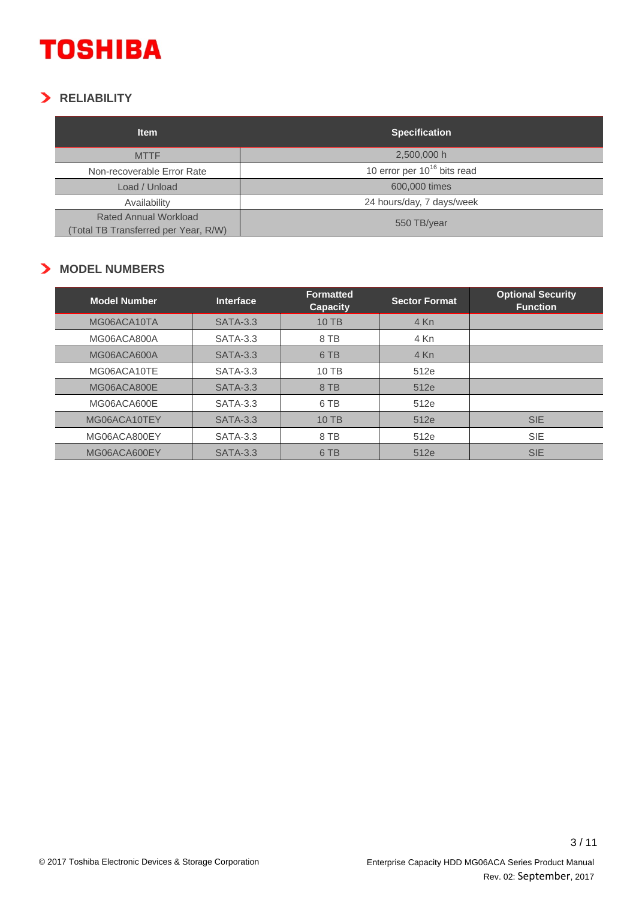## RELIABILITY

| Item | Specification |
|---|---|
| MTTF | 2,500,000 h |
| Non-recoverable Error Rate | 10 error per $10^{16}$ bits read |
| Load / Unload | 600,000 times |
| Availability | 24 hours/day, 7 days/week |
| Rated Annual Workload (Total TB Transferred per Year, R/W) | 550 TB/year |

## MODEL NUMBERS

| Model Number | Interface | Formatted Capacity | Sector Format | Optional Security Function |
|---|---|---|---|---|
| MG06ACA10TA | SATA-3.3 | 10 TB | 4 Kn | |
| MG06ACA800A | SATA-3.3 | 8 TB | 4 Kn | |
| MG06ACA600A | SATA-3.3 | 6 TB | 4 Kn | |
| MG06ACA10TE | SATA-3.3 | 10 TB | 512e | |
| MG06ACA800E | SATA-3.3 | 8 TB | 512e | |
| MG06ACA600E | SATA-3.3 | 6 TB | 512e | |
| MG06ACA10TEY | SATA-3.3 | 10 TB | 512e | SIE |
| MG06ACA800EY | SATA-3.3 | 8 TB | 512e | SIE |
| MG06ACA600EY | SATA-3.3 | 6 TB | 512e | SIE |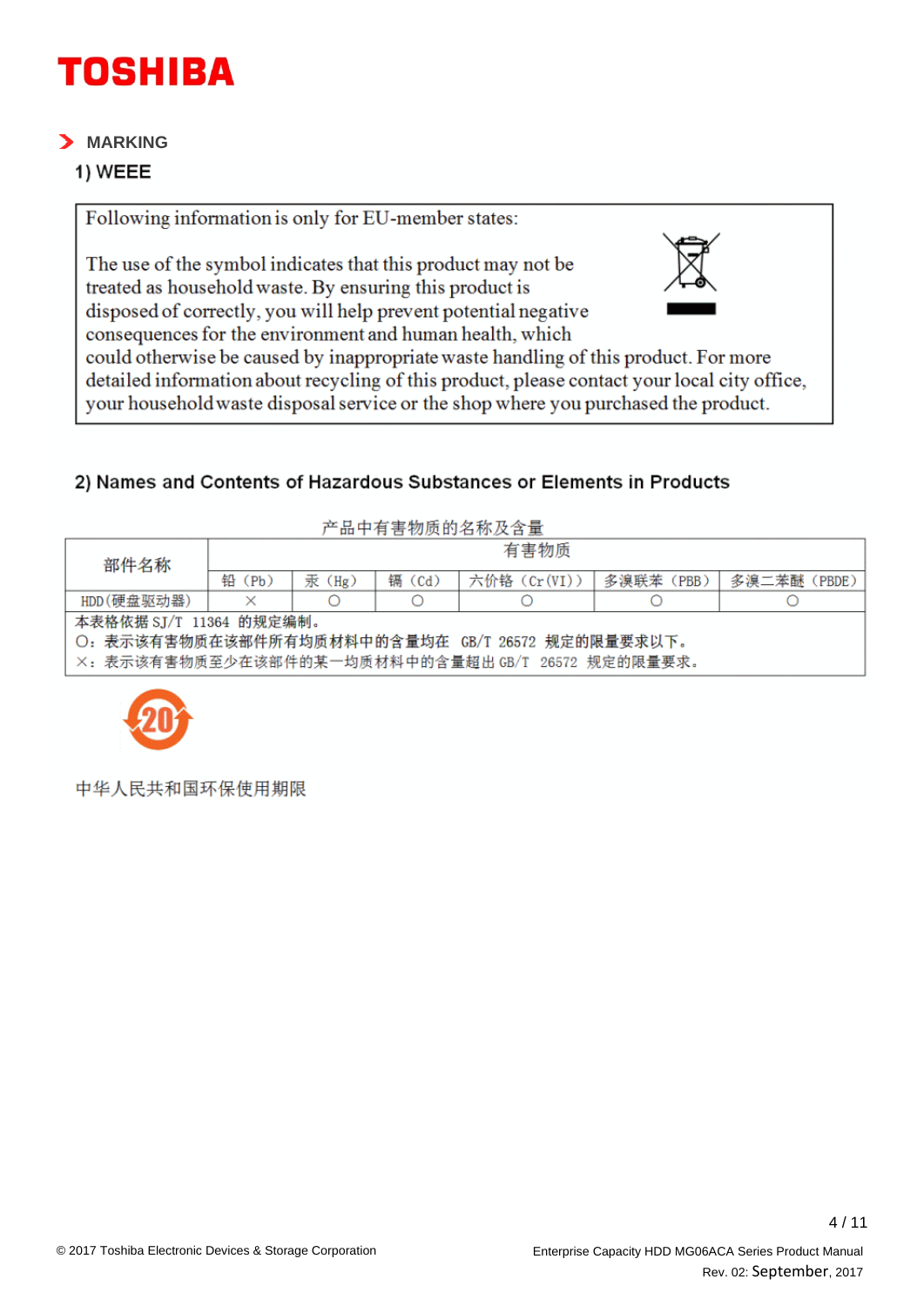## MARKING

### 1) WEEE

Following information is only for EU-member states:

The use of the symbol indicates that this product may not be treated as household waste. By ensuring this product is disposed of correctly, you will help prevent potential negative consequences for the environment and human health, which could otherwise be caused by inappropriate waste handling of this product. For more detailed information about recycling of this product, please contact your local city office, your household waste disposal service or the shop where you purchased the product.

### 2) Names and Contents of Hazardous Substances or Elements in Products

产品中有害物质的名称及含量

| 部件名称 | 有害物质 | | | | | |
|---|---|---|---|---|---|---|
| | 铅（Pb） | 汞（Hg） | 镉（Cd） | 六价铬（Cr(VI)） | 多溴联苯（PBB） | 多溴二苯醚（PBDE） |
| HDD(硬盘驱动器) | × | ○ | ○ | ○ | ○ | ○ |

本表格依据 SJ/T 11364 的规定编制。

○：表示该有害物质在该部件所有均质材料中的含量均在 GB/T 26572 规定的限量要求以下。

×：表示该有害物质至少在该部件的某一均质材料中的含量超出 GB/T 26572 规定的限量要求。

20

中华人民共和国环保使用期限

© 2017 Toshiba Electronic Devices & Storage Corporation

Enterprise Capacity HDD MG06ACA Series Product Manual
Rev. 02: September, 2017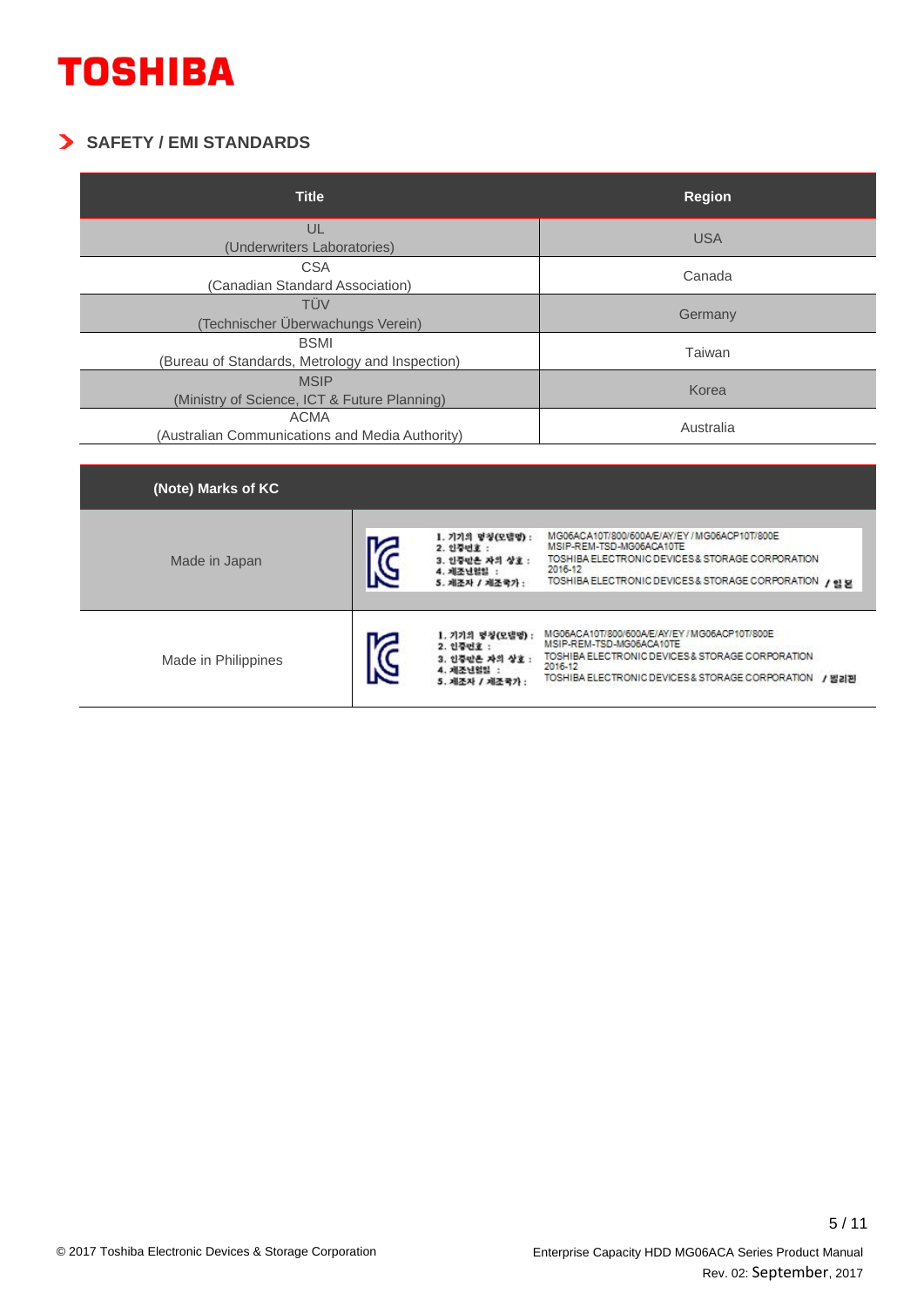## SAFETY / EMI STANDARDS

| Title | Region |
|---|---|
| UL (Underwriters Laboratories) | USA |
| CSA (Canadian Standard Association) | Canada |
| TÜV (Technischer Überwachungs Verein) | Germany |
| BSMI (Bureau of Standards, Metrology and Inspection) | Taiwan |
| MSIP (Ministry of Science, ICT & Future Planning) | Korea |
| ACMA (Australian Communications and Media Authority) | Australia |

| (Note) Marks of KC | | |
|---|---|---|
| Made in Japan | 1. 기기의 명칭(모델명) :<br>2. 인증번호 :<br>3. 인증받은 자의 상호 :<br>4. 제조년월일 :<br>5. 제조자 / 제조국가 : | MG06ACA10T/800/600A/E/AY/EY / MG06ACP10T/800E<br>MSIP-REM-TSD-MG06ACA10TE<br>TOSHIBA ELECTRONIC DEVICES & STORAGE CORPORATION<br>2016-12<br>TOSHIBA ELECTRONIC DEVICES & STORAGE CORPORATION / 일본 |
| Made in Philippines | 1. 기기의 명칭(모델명) :<br>2. 인증번호 :<br>3. 인증받은 자의 상호 :<br>4. 제조년월일 :<br>5. 제조자 / 제조국가 : | MG06ACA10T/800/600A/E/AY/EY / MG06ACP10T/800E<br>MSIP-REM-TSD-MG06ACA10TE<br>TOSHIBA ELECTRONIC DEVICES & STORAGE CORPORATION<br>2016-12<br>TOSHIBA ELECTRONIC DEVICES & STORAGE CORPORATION / 필리핀 |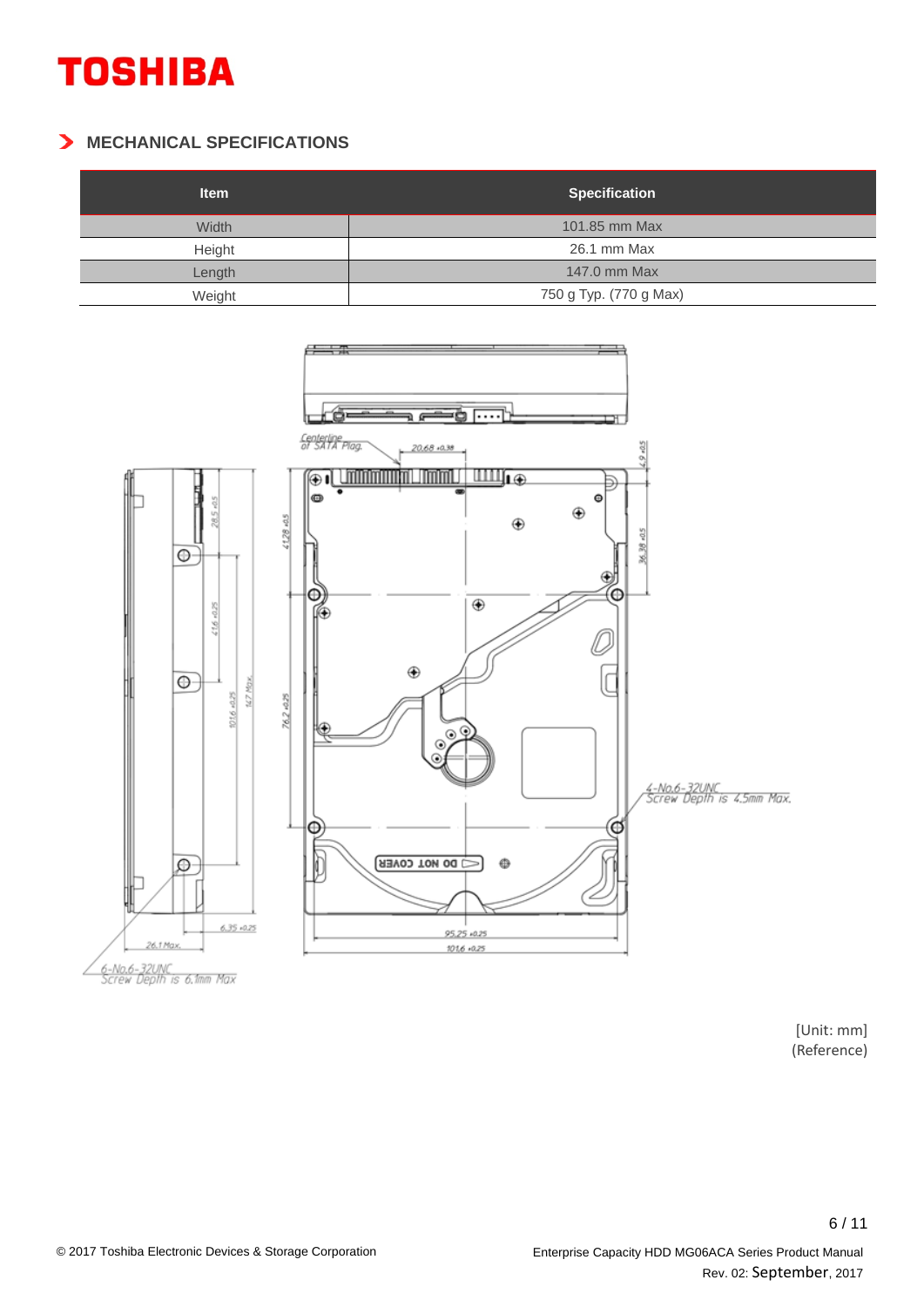## MECHANICAL SPECIFICATIONS

| Item | Specification |
|---|---|
| Width | 101.85 mm Max |
| Height | 26.1 mm Max |
| Length | 147.0 mm Max |
| Weight | 750 g Typ. (770 g Max) |

[Unit: mm]
(Reference)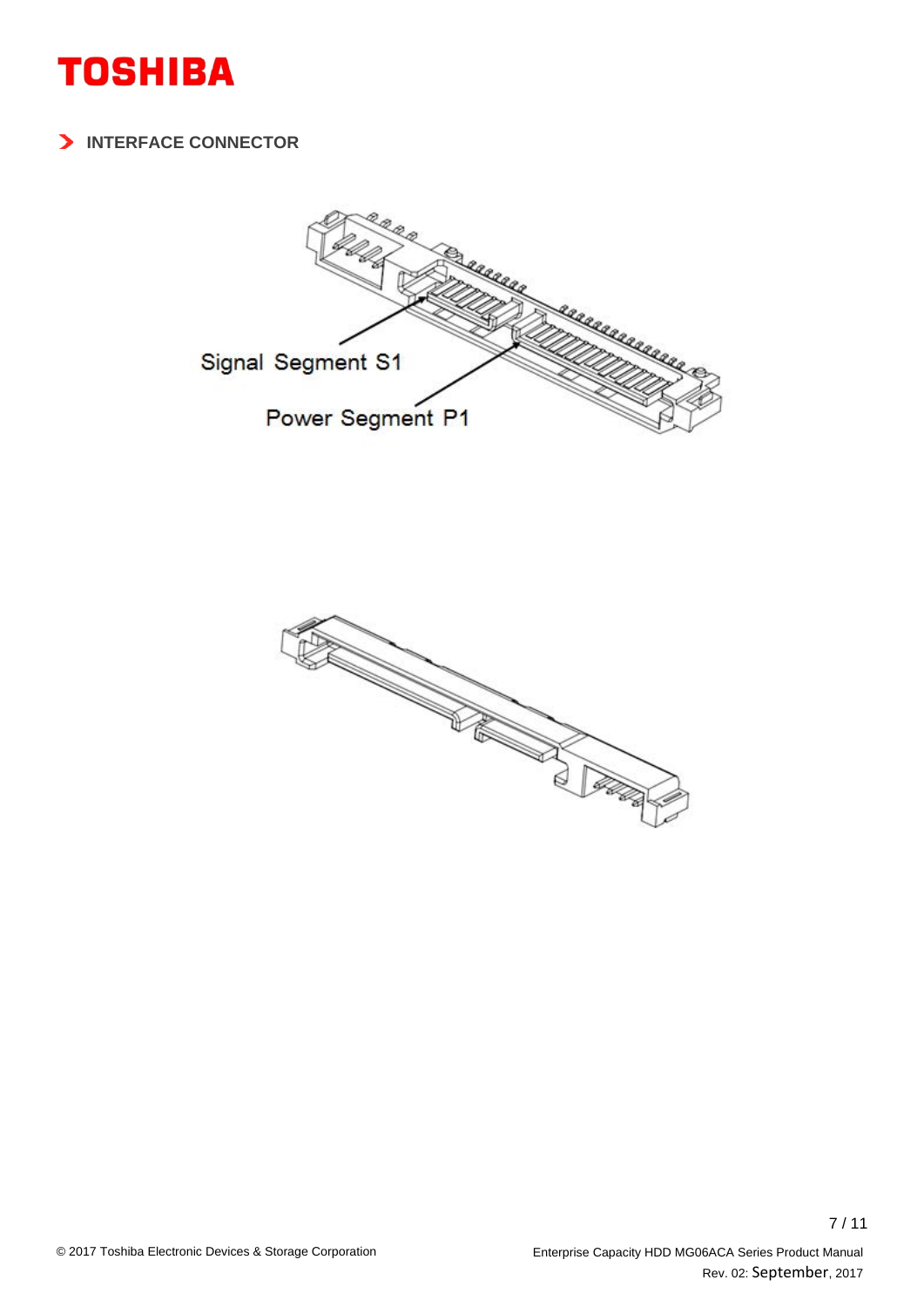## INTERFACE CONNECTOR

Signal Segment S1

Power Segment P1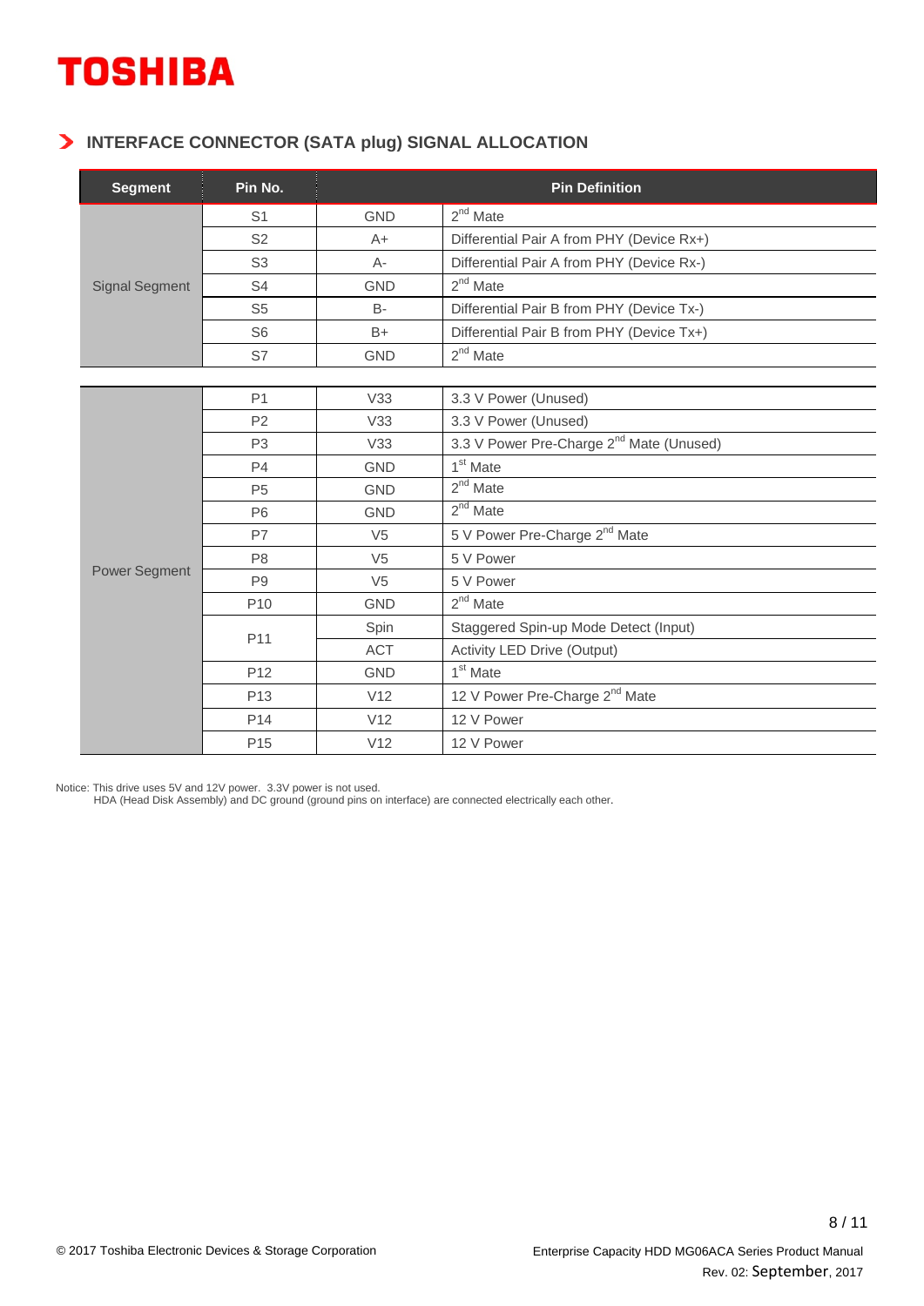## INTERFACE CONNECTOR (SATA plug) SIGNAL ALLOCATION

| Segment | Pin No. | | Pin Definition |
|---|---|---|---|
| Signal Segment | S1 | GND | 2nd Mate |
| | S2 | A+ | Differential Pair A from PHY (Device Rx+) |
| | S3 | A- | Differential Pair A from PHY (Device Rx-) |
| | S4 | GND | 2nd Mate |
| | S5 | B- | Differential Pair B from PHY (Device Tx-) |
| | S6 | B+ | Differential Pair B from PHY (Device Tx+) |
| | S7 | GND | 2nd Mate |
| Power Segment | P1 | V33 | 3.3 V Power (Unused) |
| | P2 | V33 | 3.3 V Power (Unused) |
| | P3 | V33 | 3.3 V Power Pre-Charge 2nd Mate (Unused) |
| | P4 | GND | 1st Mate |
| | P5 | GND | 2nd Mate |
| | P6 | GND | 2nd Mate |
| | P7 | V5 | 5 V Power Pre-Charge 2nd Mate |
| | P8 | V5 | 5 V Power |
| | P9 | V5 | 5 V Power |
| | P10 | GND | 2nd Mate |
| | P11 | Spin | Staggered Spin-up Mode Detect (Input) |
| | | ACT | Activity LED Drive (Output) |
| | P12 | GND | 1st Mate |
| | P13 | V12 | 12 V Power Pre-Charge 2nd Mate |
| | P14 | V12 | 12 V Power |
| | P15 | V12 | 12 V Power |

Notice: This drive uses 5V and 12V power. 3.3V power is not used.
HDA (Head Disk Assembly) and DC ground (ground pins on interface) are connected electrically each other.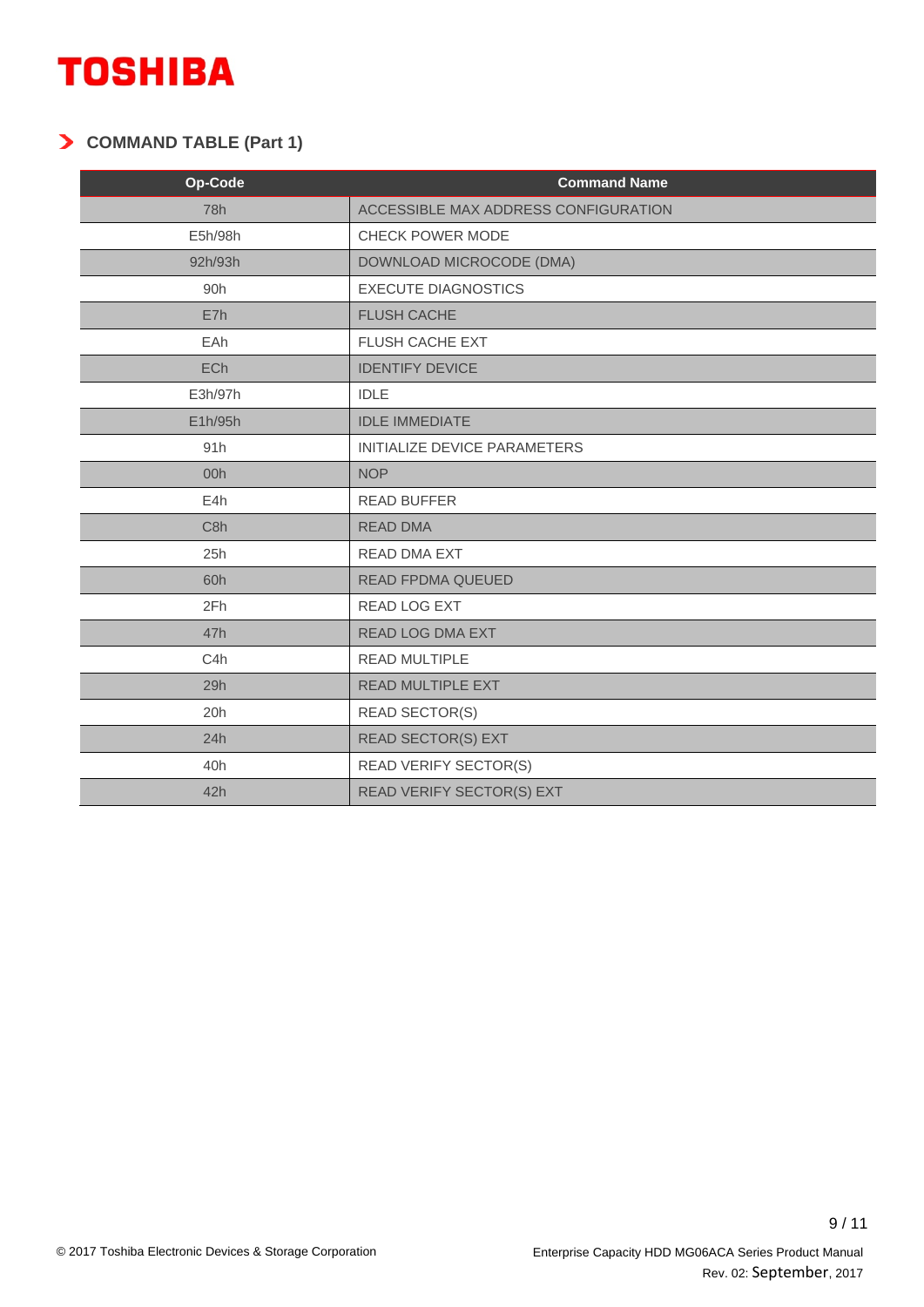## COMMAND TABLE (Part 1)

| Op-Code | Command Name |
| --- | --- |
| 78h | ACCESSIBLE MAX ADDRESS CONFIGURATION |
| E5h/98h | CHECK POWER MODE |
| 92h/93h | DOWNLOAD MICROCODE (DMA) |
| 90h | EXECUTE DIAGNOSTICS |
| E7h | FLUSH CACHE |
| EAh | FLUSH CACHE EXT |
| ECh | IDENTIFY DEVICE |
| E3h/97h | IDLE |
| E1h/95h | IDLE IMMEDIATE |
| 91h | INITIALIZE DEVICE PARAMETERS |
| 00h | NOP |
| E4h | READ BUFFER |
| C8h | READ DMA |
| 25h | READ DMA EXT |
| 60h | READ FPDMA QUEUED |
| 2Fh | READ LOG EXT |
| 47h | READ LOG DMA EXT |
| C4h | READ MULTIPLE |
| 29h | READ MULTIPLE EXT |
| 20h | READ SECTOR(S) |
| 24h | READ SECTOR(S) EXT |
| 40h | READ VERIFY SECTOR(S) |
| 42h | READ VERIFY SECTOR(S) EXT |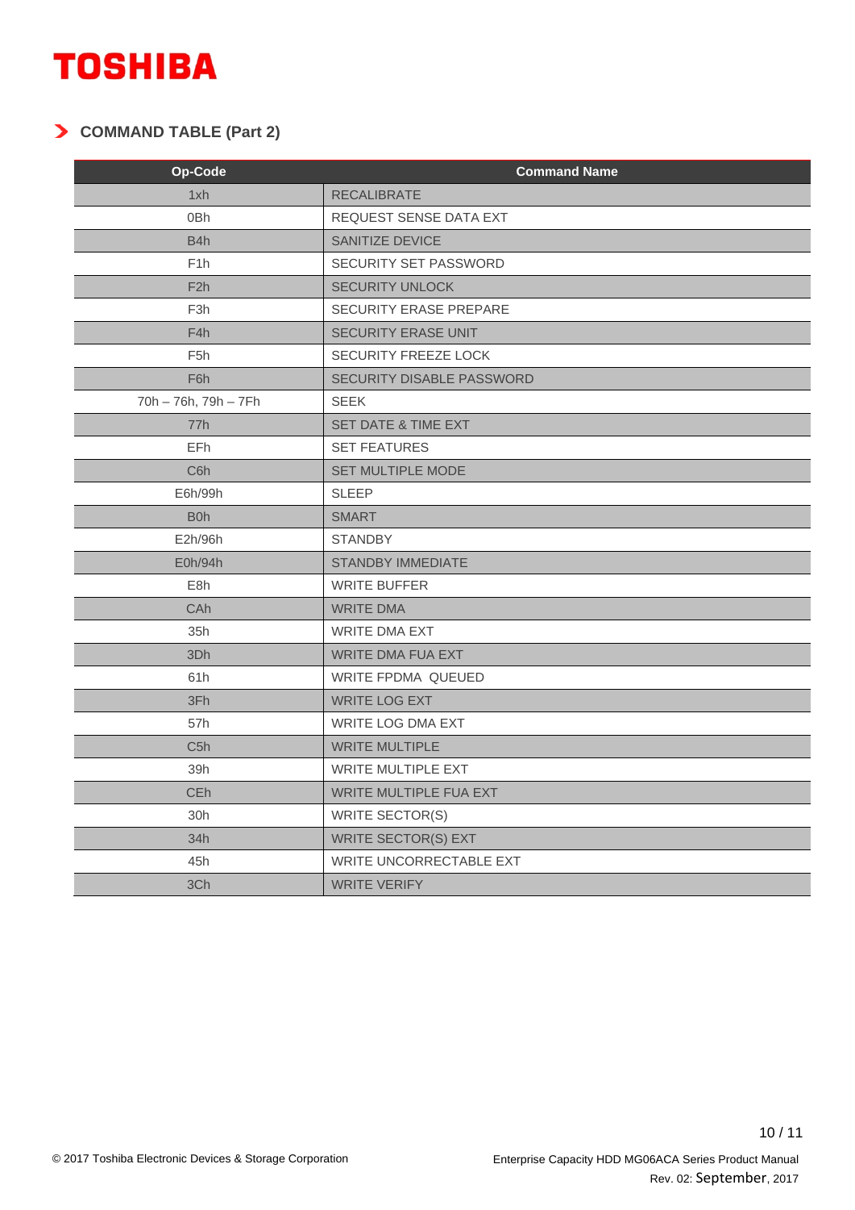## COMMAND TABLE (Part 2)

| Op-Code | Command Name |
|---|---|
| 1xh | RECALIBRATE |
| 0Bh | REQUEST SENSE DATA EXT |
| B4h | SANITIZE DEVICE |
| F1h | SECURITY SET PASSWORD |
| F2h | SECURITY UNLOCK |
| F3h | SECURITY ERASE PREPARE |
| F4h | SECURITY ERASE UNIT |
| F5h | SECURITY FREEZE LOCK |
| F6h | SECURITY DISABLE PASSWORD |
| 70h – 76h, 79h – 7Fh | SEEK |
| 77h | SET DATE & TIME EXT |
| EFh | SET FEATURES |
| C6h | SET MULTIPLE MODE |
| E6h/99h | SLEEP |
| B0h | SMART |
| E2h/96h | STANDBY |
| E0h/94h | STANDBY IMMEDIATE |
| E8h | WRITE BUFFER |
| CAh | WRITE DMA |
| 35h | WRITE DMA EXT |
| 3Dh | WRITE DMA FUA EXT |
| 61h | WRITE FPDMA QUEUED |
| 3Fh | WRITE LOG EXT |
| 57h | WRITE LOG DMA EXT |
| C5h | WRITE MULTIPLE |
| 39h | WRITE MULTIPLE EXT |
| CEh | WRITE MULTIPLE FUA EXT |
| 30h | WRITE SECTOR(S) |
| 34h | WRITE SECTOR(S) EXT |
| 45h | WRITE UNCORRECTABLE EXT |
| 3Ch | WRITE VERIFY |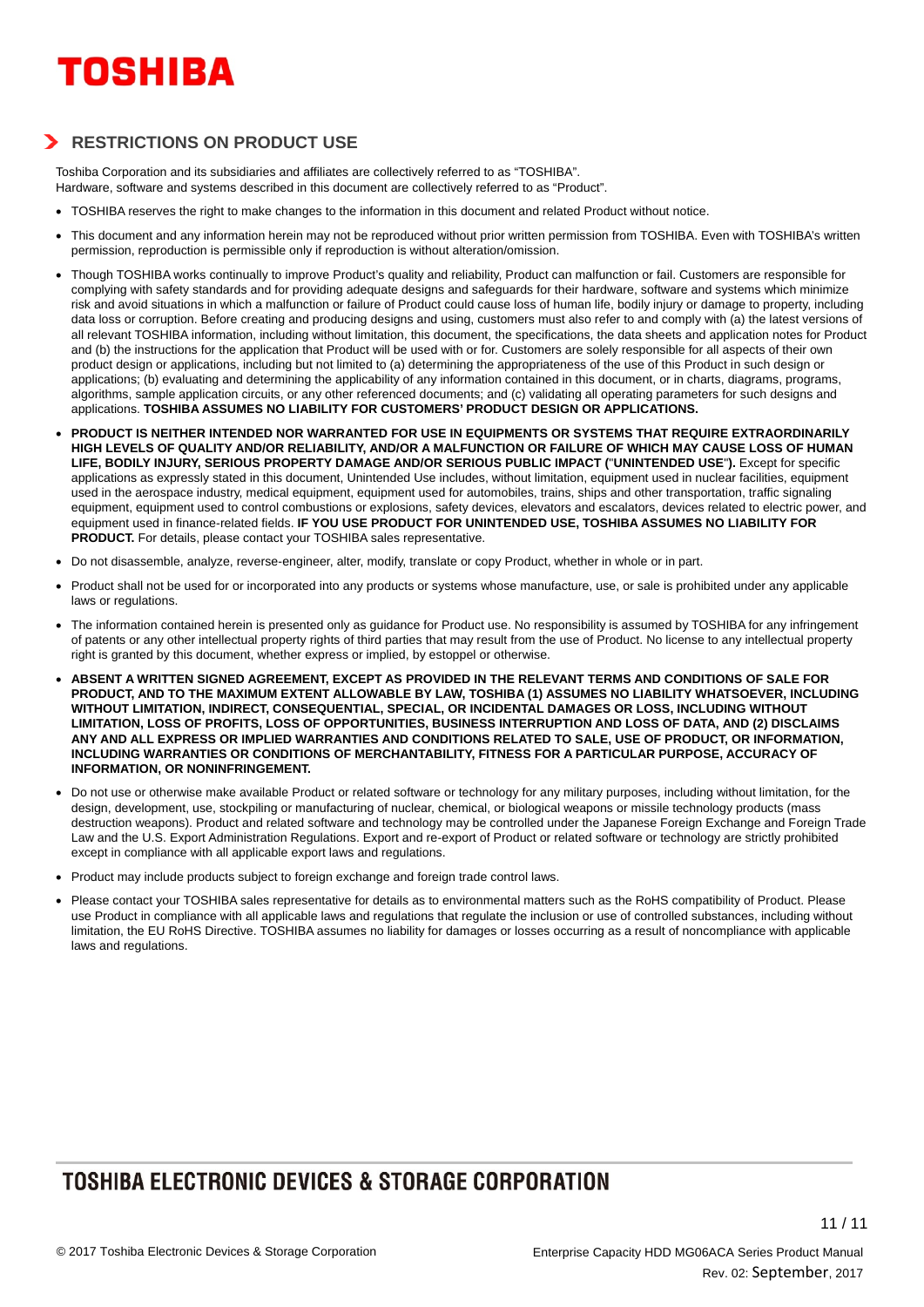## RESTRICTIONS ON PRODUCT USE

Toshiba Corporation and its subsidiaries and affiliates are collectively referred to as "TOSHIBA".
Hardware, software and systems described in this document are collectively referred to as "Product".

- TOSHIBA reserves the right to make changes to the information in this document and related Product without notice.
- This document and any information herein may not be reproduced without prior written permission from TOSHIBA. Even with TOSHIBA's written permission, reproduction is permissible only if reproduction is without alteration/omission.
- Though TOSHIBA works continually to improve Product's quality and reliability, Product can malfunction or fail. Customers are responsible for complying with safety standards and for providing adequate designs and safeguards for their hardware, software and systems which minimize risk and avoid situations in which a malfunction or failure of Product could cause loss of human life, bodily injury or damage to property, including data loss or corruption. Before creating and producing designs and using, customers must also refer to and comply with (a) the latest versions of all relevant TOSHIBA information, including without limitation, this document, the specifications, the data sheets and application notes for Product and (b) the instructions for the application that Product will be used with or for. Customers are solely responsible for all aspects of their own product design or applications, including but not limited to (a) determining the appropriateness of the use of this Product in such design or applications; (b) evaluating and determining the applicability of any information contained in this document, or in charts, diagrams, programs, algorithms, sample application circuits, or any other referenced documents; and (c) validating all operating parameters for such designs and applications. **TOSHIBA ASSUMES NO LIABILITY FOR CUSTOMERS' PRODUCT DESIGN OR APPLICATIONS.**
- **PRODUCT IS NEITHER INTENDED NOR WARRANTED FOR USE IN EQUIPMENTS OR SYSTEMS THAT REQUIRE EXTRAORDINARILY HIGH LEVELS OF QUALITY AND/OR RELIABILITY, AND/OR A MALFUNCTION OR FAILURE OF WHICH MAY CAUSE LOSS OF HUMAN LIFE, BODILY INJURY, SERIOUS PROPERTY DAMAGE AND/OR SERIOUS PUBLIC IMPACT ("UNINTENDED USE").** Except for specific applications as expressly stated in this document, Unintended Use includes, without limitation, equipment used in nuclear facilities, equipment used in the aerospace industry, medical equipment, equipment used for automobiles, trains, ships and other transportation, traffic signaling equipment, equipment used to control combustions or explosions, safety devices, elevators and escalators, devices related to electric power, and equipment used in finance-related fields. **IF YOU USE PRODUCT FOR UNINTENDED USE, TOSHIBA ASSUMES NO LIABILITY FOR PRODUCT.** For details, please contact your TOSHIBA sales representative.
- Do not disassemble, analyze, reverse-engineer, alter, modify, translate or copy Product, whether in whole or in part.
- Product shall not be used for or incorporated into any products or systems whose manufacture, use, or sale is prohibited under any applicable laws or regulations.
- The information contained herein is presented only as guidance for Product use. No responsibility is assumed by TOSHIBA for any infringement of patents or any other intellectual property rights of third parties that may result from the use of Product. No license to any intellectual property right is granted by this document, whether express or implied, by estoppel or otherwise.
- **ABSENT A WRITTEN SIGNED AGREEMENT, EXCEPT AS PROVIDED IN THE RELEVANT TERMS AND CONDITIONS OF SALE FOR PRODUCT, AND TO THE MAXIMUM EXTENT ALLOWABLE BY LAW, TOSHIBA (1) ASSUMES NO LIABILITY WHATSOEVER, INCLUDING WITHOUT LIMITATION, INDIRECT, CONSEQUENTIAL, SPECIAL, OR INCIDENTAL DAMAGES OR LOSS, INCLUDING WITHOUT LIMITATION, LOSS OF PROFITS, LOSS OF OPPORTUNITIES, BUSINESS INTERRUPTION AND LOSS OF DATA, AND (2) DISCLAIMS ANY AND ALL EXPRESS OR IMPLIED WARRANTIES AND CONDITIONS RELATED TO SALE, USE OF PRODUCT, OR INFORMATION, INCLUDING WARRANTIES OR CONDITIONS OF MERCHANTABILITY, FITNESS FOR A PARTICULAR PURPOSE, ACCURACY OF INFORMATION, OR NONINFRINGEMENT.**
- Do not use or otherwise make available Product or related software or technology for any military purposes, including without limitation, for the design, development, use, stockpiling or manufacturing of nuclear, chemical, or biological weapons or missile technology products (mass destruction weapons). Product and related software and technology may be controlled under the Japanese Foreign Exchange and Foreign Trade Law and the U.S. Export Administration Regulations. Export and re-export of Product or related software or technology are strictly prohibited except in compliance with all applicable export laws and regulations.
- Product may include products subject to foreign exchange and foreign trade control laws.
- Please contact your TOSHIBA sales representative for details as to environmental matters such as the RoHS compatibility of Product. Please use Product in compliance with all applicable laws and regulations that regulate the inclusion or use of controlled substances, including without limitation, the EU RoHS Directive. TOSHIBA assumes no liability for damages or losses occurring as a result of noncompliance with applicable laws and regulations.

**TOSHIBA ELECTRONIC DEVICES & STORAGE CORPORATION**